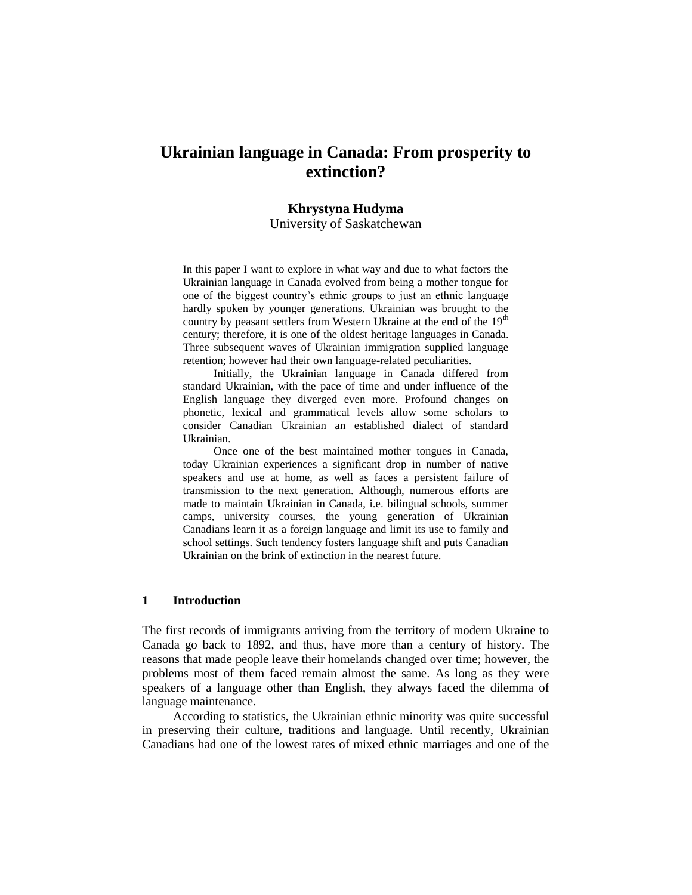# Ukrainian language in Canada: From prosperity to extinction?

**Khrystyna Hudyma**
University of Saskatchewan

In this paper I want to explore in what way and due to what factors the Ukrainian language in Canada evolved from being a mother tongue for one of the biggest country's ethnic groups to just an ethnic language hardly spoken by younger generations. Ukrainian was brought to the country by peasant settlers from Western Ukraine at the end of the 19th century; therefore, it is one of the oldest heritage languages in Canada. Three subsequent waves of Ukrainian immigration supplied language retention; however had their own language-related peculiarities.

Initially, the Ukrainian language in Canada differed from standard Ukrainian, with the pace of time and under influence of the English language they diverged even more. Profound changes on phonetic, lexical and grammatical levels allow some scholars to consider Canadian Ukrainian an established dialect of standard Ukrainian.

Once one of the best maintained mother tongues in Canada, today Ukrainian experiences a significant drop in number of native speakers and use at home, as well as faces a persistent failure of transmission to the next generation. Although, numerous efforts are made to maintain Ukrainian in Canada, i.e. bilingual schools, summer camps, university courses, the young generation of Ukrainian Canadians learn it as a foreign language and limit its use to family and school settings. Such tendency fosters language shift and puts Canadian Ukrainian on the brink of extinction in the nearest future.

## 1 Introduction

The first records of immigrants arriving from the territory of modern Ukraine to Canada go back to 1892, and thus, have more than a century of history. The reasons that made people leave their homelands changed over time; however, the problems most of them faced remain almost the same. As long as they were speakers of a language other than English, they always faced the dilemma of language maintenance.

According to statistics, the Ukrainian ethnic minority was quite successful in preserving their culture, traditions and language. Until recently, Ukrainian Canadians had one of the lowest rates of mixed ethnic marriages and one of the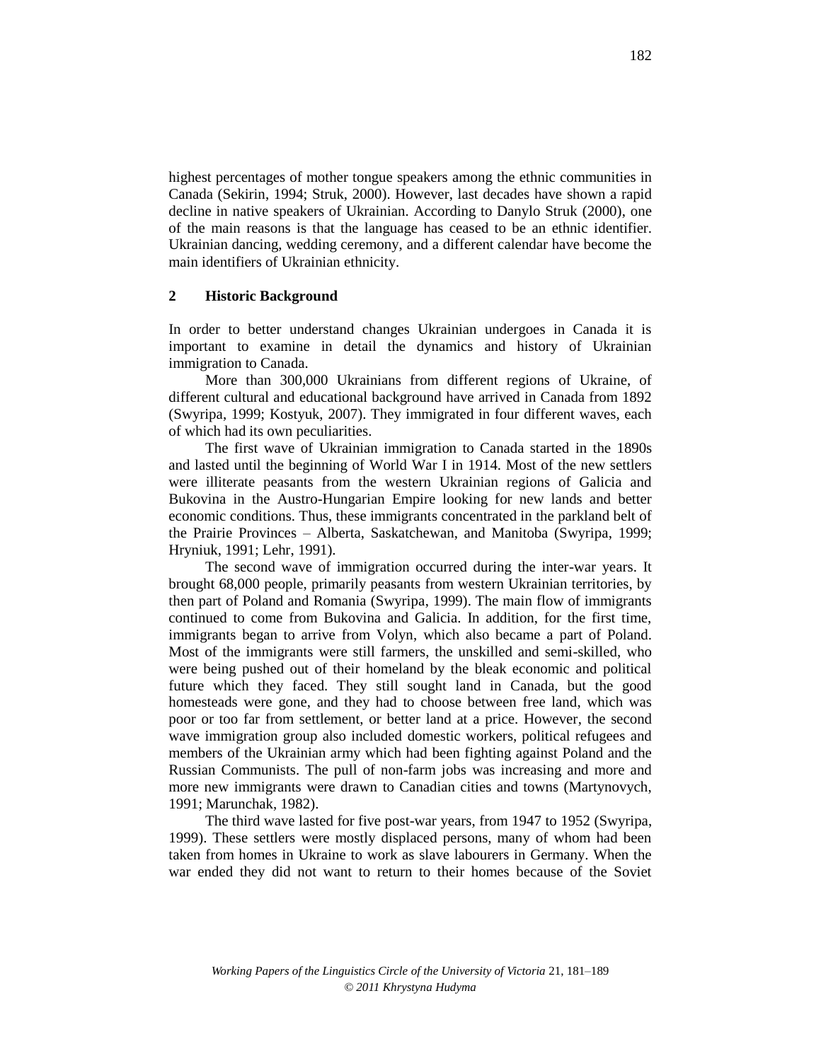highest percentages of mother tongue speakers among the ethnic communities in Canada (Sekirin, 1994; Struk, 2000). However, last decades have shown a rapid decline in native speakers of Ukrainian. According to Danylo Struk (2000), one of the main reasons is that the language has ceased to be an ethnic identifier. Ukrainian dancing, wedding ceremony, and a different calendar have become the main identifiers of Ukrainian ethnicity.

## 2 Historic Background

In order to better understand changes Ukrainian undergoes in Canada it is important to examine in detail the dynamics and history of Ukrainian immigration to Canada.

More than 300,000 Ukrainians from different regions of Ukraine, of different cultural and educational background have arrived in Canada from 1892 (Swyripa, 1999; Kostyuk, 2007). They immigrated in four different waves, each of which had its own peculiarities.

The first wave of Ukrainian immigration to Canada started in the 1890s and lasted until the beginning of World War I in 1914. Most of the new settlers were illiterate peasants from the western Ukrainian regions of Galicia and Bukovina in the Austro-Hungarian Empire looking for new lands and better economic conditions. Thus, these immigrants concentrated in the parkland belt of the Prairie Provinces – Alberta, Saskatchewan, and Manitoba (Swyripa, 1999; Hryniuk, 1991; Lehr, 1991).

The second wave of immigration occurred during the inter-war years. It brought 68,000 people, primarily peasants from western Ukrainian territories, by then part of Poland and Romania (Swyripa, 1999). The main flow of immigrants continued to come from Bukovina and Galicia. In addition, for the first time, immigrants began to arrive from Volyn, which also became a part of Poland. Most of the immigrants were still farmers, the unskilled and semi-skilled, who were being pushed out of their homeland by the bleak economic and political future which they faced. They still sought land in Canada, but the good homesteads were gone, and they had to choose between free land, which was poor or too far from settlement, or better land at a price. However, the second wave immigration group also included domestic workers, political refugees and members of the Ukrainian army which had been fighting against Poland and the Russian Communists. The pull of non-farm jobs was increasing and more and more new immigrants were drawn to Canadian cities and towns (Martynovych, 1991; Marunchak, 1982).

The third wave lasted for five post-war years, from 1947 to 1952 (Swyripa, 1999). These settlers were mostly displaced persons, many of whom had been taken from homes in Ukraine to work as slave labourers in Germany. When the war ended they did not want to return to their homes because of the Soviet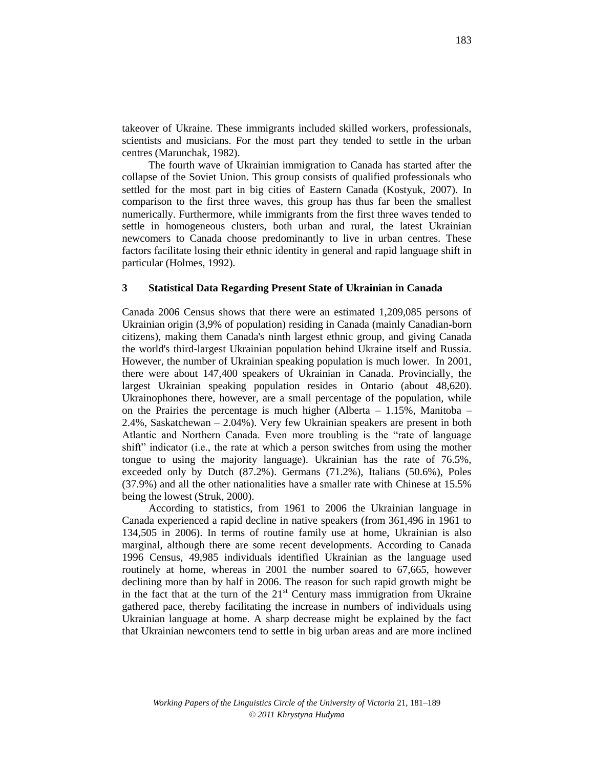takeover of Ukraine. These immigrants included skilled workers, professionals, scientists and musicians. For the most part they tended to settle in the urban centres (Marunchak, 1982).

The fourth wave of Ukrainian immigration to Canada has started after the collapse of the Soviet Union. This group consists of qualified professionals who settled for the most part in big cities of Eastern Canada (Kostyuk, 2007). In comparison to the first three waves, this group has thus far been the smallest numerically. Furthermore, while immigrants from the first three waves tended to settle in homogeneous clusters, both urban and rural, the latest Ukrainian newcomers to Canada choose predominantly to live in urban centres. These factors facilitate losing their ethnic identity in general and rapid language shift in particular (Holmes, 1992).

## 3 Statistical Data Regarding Present State of Ukrainian in Canada

Canada 2006 Census shows that there were an estimated 1,209,085 persons of Ukrainian origin (3,9% of population) residing in Canada (mainly Canadian-born citizens), making them Canada's ninth largest ethnic group, and giving Canada the world's third-largest Ukrainian population behind Ukraine itself and Russia. However, the number of Ukrainian speaking population is much lower. In 2001, there were about 147,400 speakers of Ukrainian in Canada. Provincially, the largest Ukrainian speaking population resides in Ontario (about 48,620). Ukrainophones there, however, are a small percentage of the population, while on the Prairies the percentage is much higher (Alberta – 1.15%, Manitoba – 2.4%, Saskatchewan – 2.04%). Very few Ukrainian speakers are present in both Atlantic and Northern Canada. Even more troubling is the "rate of language shift" indicator (i.e., the rate at which a person switches from using the mother tongue to using the majority language). Ukrainian has the rate of 76.5%, exceeded only by Dutch (87.2%). Germans (71.2%), Italians (50.6%), Poles (37.9%) and all the other nationalities have a smaller rate with Chinese at 15.5% being the lowest (Struk, 2000).

According to statistics, from 1961 to 2006 the Ukrainian language in Canada experienced a rapid decline in native speakers (from 361,496 in 1961 to 134,505 in 2006). In terms of routine family use at home, Ukrainian is also marginal, although there are some recent developments. According to Canada 1996 Census, 49,985 individuals identified Ukrainian as the language used routinely at home, whereas in 2001 the number soared to 67,665, however declining more than by half in 2006. The reason for such rapid growth might be in the fact that at the turn of the 21st Century mass immigration from Ukraine gathered pace, thereby facilitating the increase in numbers of individuals using Ukrainian language at home. A sharp decrease might be explained by the fact that Ukrainian newcomers tend to settle in big urban areas and are more inclined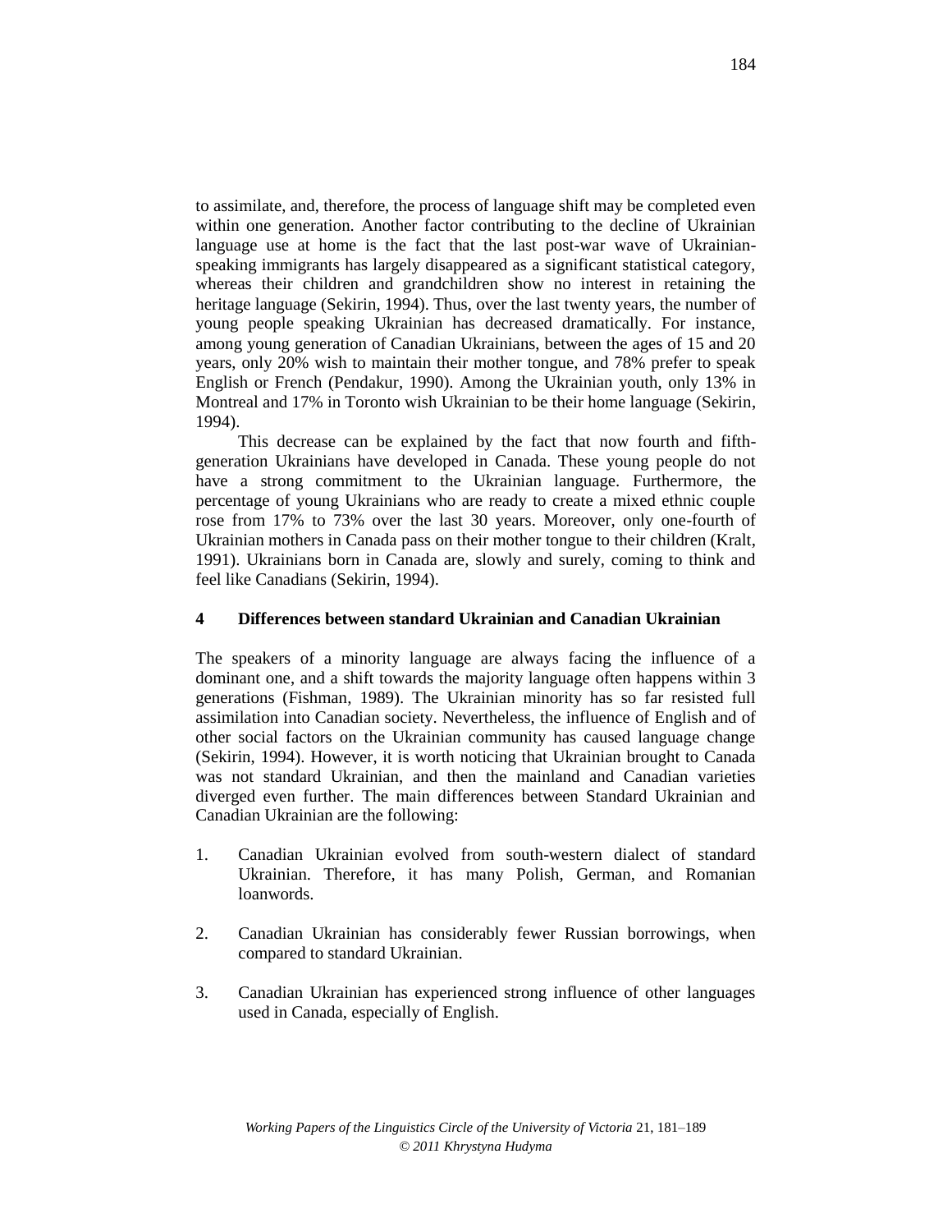to assimilate, and, therefore, the process of language shift may be completed even within one generation. Another factor contributing to the decline of Ukrainian language use at home is the fact that the last post-war wave of Ukrainian-speaking immigrants has largely disappeared as a significant statistical category, whereas their children and grandchildren show no interest in retaining the heritage language (Sekirin, 1994). Thus, over the last twenty years, the number of young people speaking Ukrainian has decreased dramatically. For instance, among young generation of Canadian Ukrainians, between the ages of 15 and 20 years, only 20% wish to maintain their mother tongue, and 78% prefer to speak English or French (Pendakur, 1990). Among the Ukrainian youth, only 13% in Montreal and 17% in Toronto wish Ukrainian to be their home language (Sekirin, 1994).

This decrease can be explained by the fact that now fourth and fifth-generation Ukrainians have developed in Canada. These young people do not have a strong commitment to the Ukrainian language. Furthermore, the percentage of young Ukrainians who are ready to create a mixed ethnic couple rose from 17% to 73% over the last 30 years. Moreover, only one-fourth of Ukrainian mothers in Canada pass on their mother tongue to their children (Kralt, 1991). Ukrainians born in Canada are, slowly and surely, coming to think and feel like Canadians (Sekirin, 1994).

## 4 Differences between standard Ukrainian and Canadian Ukrainian

The speakers of a minority language are always facing the influence of a dominant one, and a shift towards the majority language often happens within 3 generations (Fishman, 1989). The Ukrainian minority has so far resisted full assimilation into Canadian society. Nevertheless, the influence of English and of other social factors on the Ukrainian community has caused language change (Sekirin, 1994). However, it is worth noticing that Ukrainian brought to Canada was not standard Ukrainian, and then the mainland and Canadian varieties diverged even further. The main differences between Standard Ukrainian and Canadian Ukrainian are the following:

1. Canadian Ukrainian evolved from south-western dialect of standard Ukrainian. Therefore, it has many Polish, German, and Romanian loanwords.

2. Canadian Ukrainian has considerably fewer Russian borrowings, when compared to standard Ukrainian.

3. Canadian Ukrainian has experienced strong influence of other languages used in Canada, especially of English.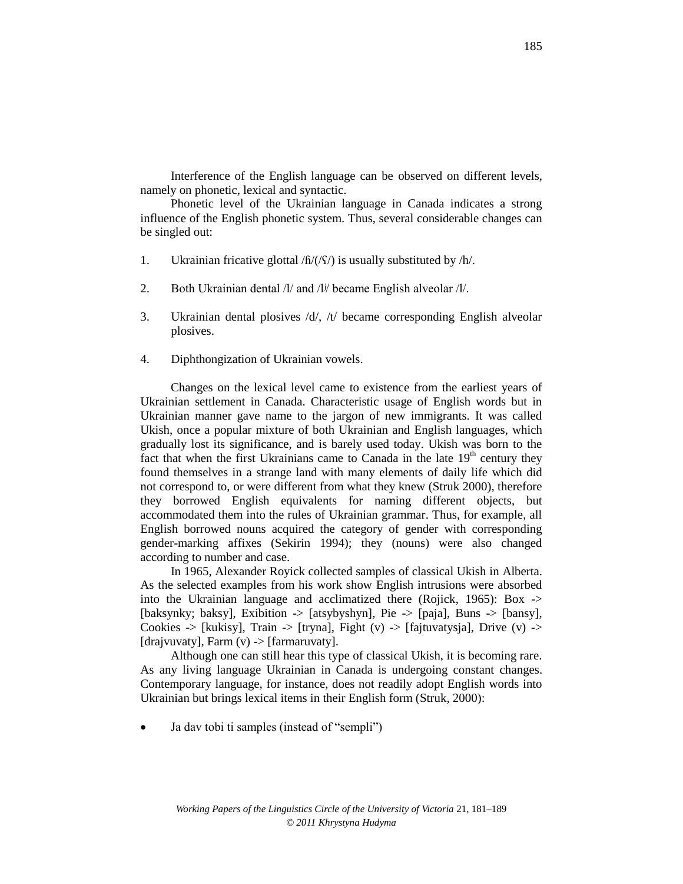Interference of the English language can be observed on different levels, namely on phonetic, lexical and syntactic.

Phonetic level of the Ukrainian language in Canada indicates a strong influence of the English phonetic system. Thus, several considerable changes can be singled out:

1. Ukrainian fricative glottal /ɦ/(/ʕ/) is usually substituted by /h/.
2. Both Ukrainian dental /l/ and /lʲ/ became English alveolar /l/.
3. Ukrainian dental plosives /d/, /t/ became corresponding English alveolar plosives.
4. Diphthongization of Ukrainian vowels.

Changes on the lexical level came to existence from the earliest years of Ukrainian settlement in Canada. Characteristic usage of English words but in Ukrainian manner gave name to the jargon of new immigrants. It was called Ukish, once a popular mixture of both Ukrainian and English languages, which gradually lost its significance, and is barely used today. Ukish was born to the fact that when the first Ukrainians came to Canada in the late 19th century they found themselves in a strange land with many elements of daily life which did not correspond to, or were different from what they knew (Struk 2000), therefore they borrowed English equivalents for naming different objects, but accommodated them into the rules of Ukrainian grammar. Thus, for example, all English borrowed nouns acquired the category of gender with corresponding gender-marking affixes (Sekirin 1994); they (nouns) were also changed according to number and case.

In 1965, Alexander Royick collected samples of classical Ukish in Alberta. As the selected examples from his work show English intrusions were absorbed into the Ukrainian language and acclimatized there (Rojick, 1965): Box -> [baksynky; baksy], Exibition -> [atsybyshyn], Pie -> [paja], Buns -> [bansy], Cookies -> [kukisy], Train -> [tryna], Fight (v) -> [fajtuvatysja], Drive (v) -> [drajvuvaty], Farm (v) -> [farmaruvaty].

Although one can still hear this type of classical Ukish, it is becoming rare. As any living language Ukrainian in Canada is undergoing constant changes. Contemporary language, for instance, does not readily adopt English words into Ukrainian but brings lexical items in their English form (Struk, 2000):

- Ja dav tobi ti samples (instead of "sempli")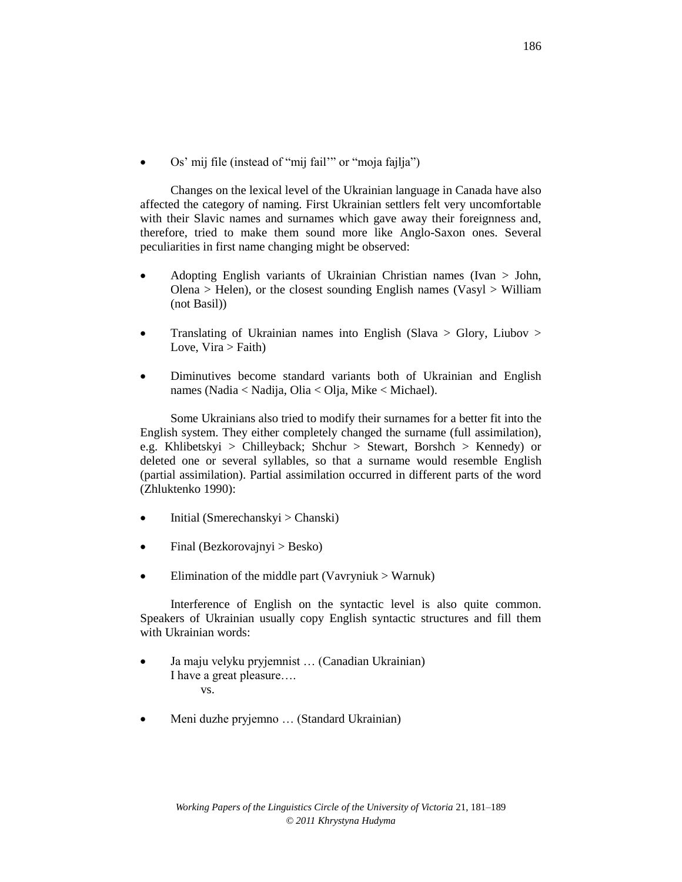- Os' mij file (instead of "mij fail'" or "moja fajlja")

Changes on the lexical level of the Ukrainian language in Canada have also affected the category of naming. First Ukrainian settlers felt very uncomfortable with their Slavic names and surnames which gave away their foreignness and, therefore, tried to make them sound more like Anglo-Saxon ones. Several peculiarities in first name changing might be observed:

- Adopting English variants of Ukrainian Christian names (Ivan > John, Olena > Helen), or the closest sounding English names (Vasyl > William (not Basil))
- Translating of Ukrainian names into English (Slava > Glory, Liubov > Love, Vira > Faith)
- Diminutives become standard variants both of Ukrainian and English names (Nadia < Nadija, Olia < Olja, Mike < Michael).

Some Ukrainians also tried to modify their surnames for a better fit into the English system. They either completely changed the surname (full assimilation), e.g. Khlibetskyi > Chilleyback; Shchur > Stewart, Borshch > Kennedy) or deleted one or several syllables, so that a surname would resemble English (partial assimilation). Partial assimilation occurred in different parts of the word (Zhluktenko 1990):

- Initial (Smerechanskyi > Chanski)
- Final (Bezkorovajnyi > Besko)
- Elimination of the middle part (Vavryniuk > Warnuk)

Interference of English on the syntactic level is also quite common. Speakers of Ukrainian usually copy English syntactic structures and fill them with Ukrainian words:

- Ja maju velyku pryjemnist … (Canadian Ukrainian)
  I have a great pleasure….
  vs.
- Meni duzhe pryjemno … (Standard Ukrainian)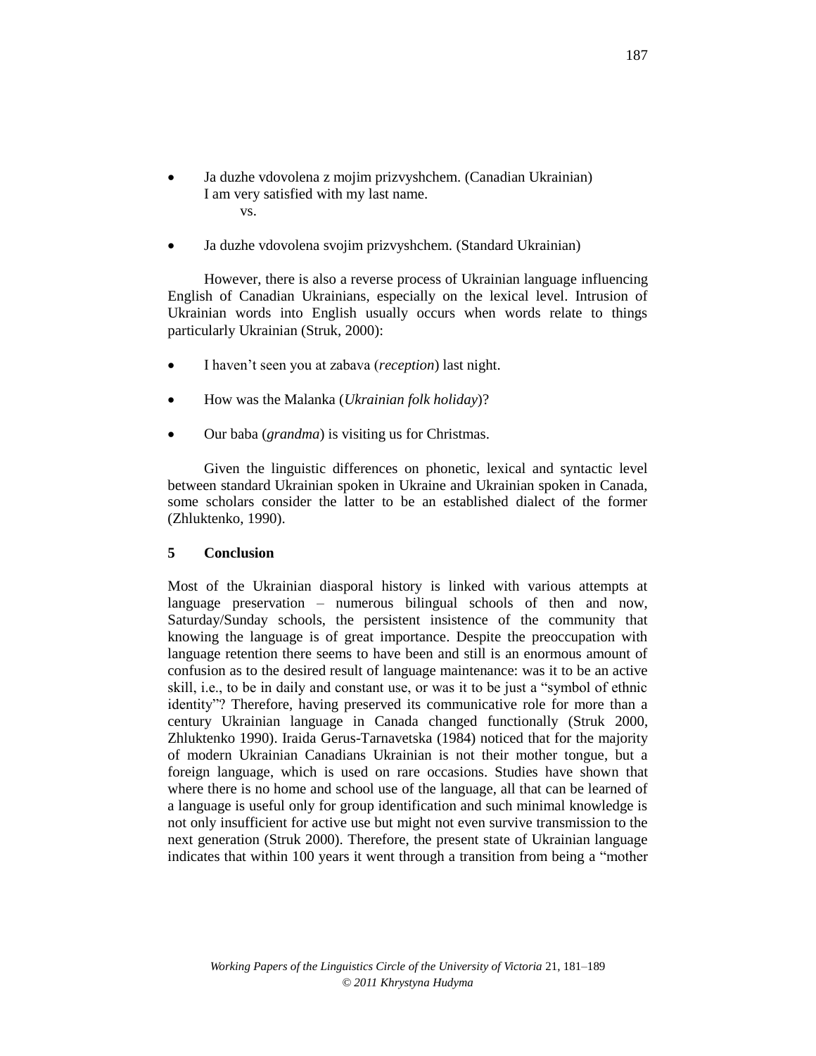- Ja duzhe vdovolena z mojim prizvyshchem. (Canadian Ukrainian)
  I am very satisfied with my last name.
  vs.

- Ja duzhe vdovolena svojim prizvyshchem. (Standard Ukrainian)

However, there is also a reverse process of Ukrainian language influencing English of Canadian Ukrainians, especially on the lexical level. Intrusion of Ukrainian words into English usually occurs when words relate to things particularly Ukrainian (Struk, 2000):

- I haven't seen you at zabava (*reception*) last night.

- How was the Malanka (*Ukrainian folk holiday*)?

- Our baba (*grandma*) is visiting us for Christmas.

Given the linguistic differences on phonetic, lexical and syntactic level between standard Ukrainian spoken in Ukraine and Ukrainian spoken in Canada, some scholars consider the latter to be an established dialect of the former (Zhluktenko, 1990).

## 5 Conclusion

Most of the Ukrainian diasporal history is linked with various attempts at language preservation – numerous bilingual schools of then and now, Saturday/Sunday schools, the persistent insistence of the community that knowing the language is of great importance. Despite the preoccupation with language retention there seems to have been and still is an enormous amount of confusion as to the desired result of language maintenance: was it to be an active skill, i.e., to be in daily and constant use, or was it to be just a "symbol of ethnic identity"? Therefore, having preserved its communicative role for more than a century Ukrainian language in Canada changed functionally (Struk 2000, Zhluktenko 1990). Iraida Gerus-Tarnavetska (1984) noticed that for the majority of modern Ukrainian Canadians Ukrainian is not their mother tongue, but a foreign language, which is used on rare occasions. Studies have shown that where there is no home and school use of the language, all that can be learned of a language is useful only for group identification and such minimal knowledge is not only insufficient for active use but might not even survive transmission to the next generation (Struk 2000). Therefore, the present state of Ukrainian language indicates that within 100 years it went through a transition from being a "mother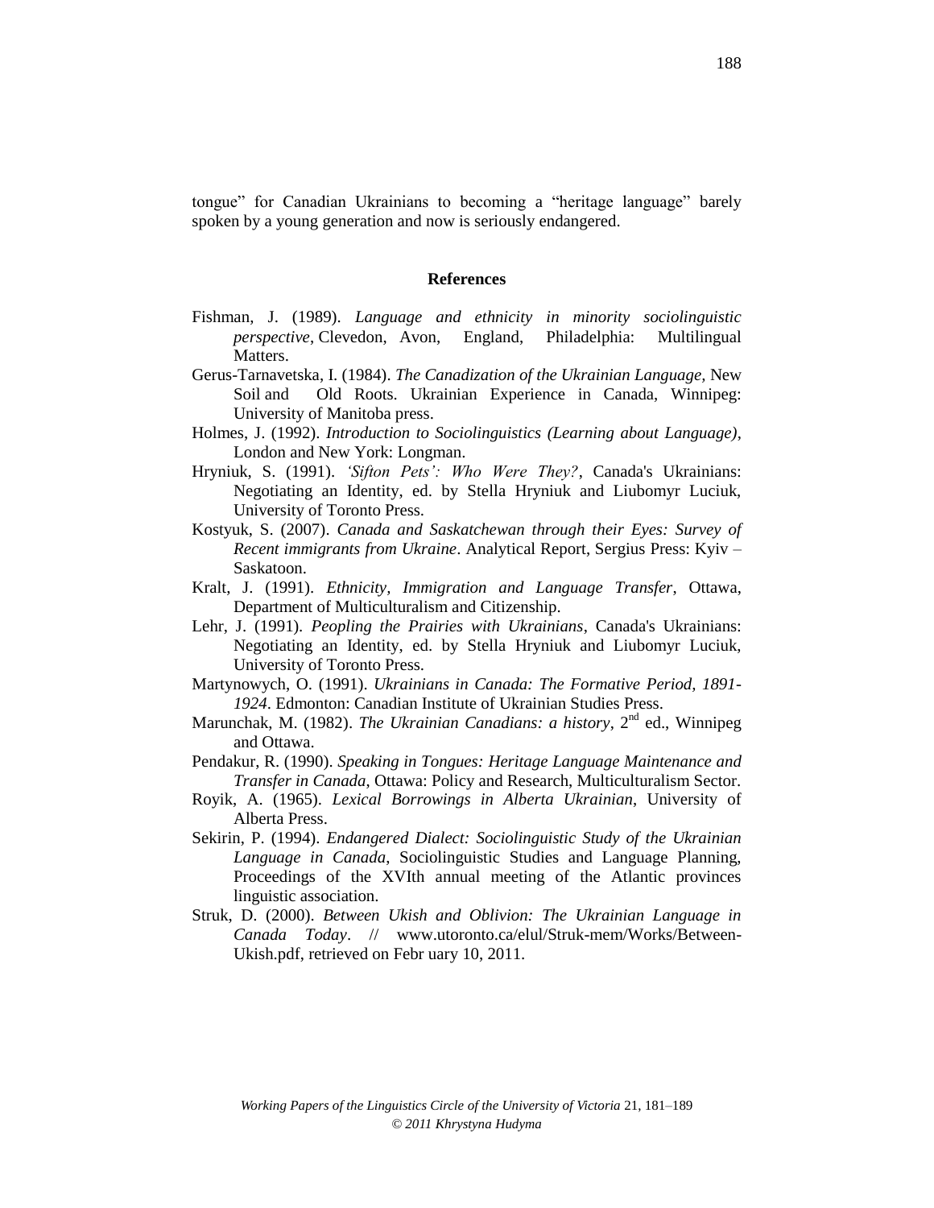tongue" for Canadian Ukrainians to becoming a "heritage language" barely spoken by a young generation and now is seriously endangered.

## References

Fishman, J. (1989). *Language and ethnicity in minority sociolinguistic perspective*, Clevedon, Avon, England, Philadelphia: Multilingual Matters.

Gerus-Tarnavetska, I. (1984). *The Canadization of the Ukrainian Language*, New Soil and Old Roots. Ukrainian Experience in Canada, Winnipeg: University of Manitoba press.

Holmes, J. (1992). *Introduction to Sociolinguistics (Learning about Language)*, London and New York: Longman.

Hryniuk, S. (1991). *'Sifton Pets': Who Were They?*, Canada's Ukrainians: Negotiating an Identity, ed. by Stella Hryniuk and Liubomyr Luciuk, University of Toronto Press.

Kostyuk, S. (2007). *Canada and Saskatchewan through their Eyes: Survey of Recent immigrants from Ukraine*. Analytical Report, Sergius Press: Kyiv – Saskatoon.

Kralt, J. (1991). *Ethnicity, Immigration and Language Transfer*, Ottawa, Department of Multiculturalism and Citizenship.

Lehr, J. (1991). *Peopling the Prairies with Ukrainians*, Canada's Ukrainians: Negotiating an Identity, ed. by Stella Hryniuk and Liubomyr Luciuk, University of Toronto Press.

Martynowych, O. (1991). *Ukrainians in Canada: The Formative Period, 1891-1924*. Edmonton: Canadian Institute of Ukrainian Studies Press.

Marunchak, M. (1982). *The Ukrainian Canadians: a history*, 2nd ed., Winnipeg and Ottawa.

Pendakur, R. (1990). *Speaking in Tongues: Heritage Language Maintenance and Transfer in Canada*, Ottawa: Policy and Research, Multiculturalism Sector.

Royik, A. (1965). *Lexical Borrowings in Alberta Ukrainian*, University of Alberta Press.

Sekirin, P. (1994). *Endangered Dialect: Sociolinguistic Study of the Ukrainian Language in Canada*, Sociolinguistic Studies and Language Planning, Proceedings of the XVIth annual meeting of the Atlantic provinces linguistic association.

Struk, D. (2000). *Between Ukish and Oblivion: The Ukrainian Language in Canada Today*. // www.utoronto.ca/elul/Struk-mem/Works/Between-Ukish.pdf, retrieved on Febr uary 10, 2011.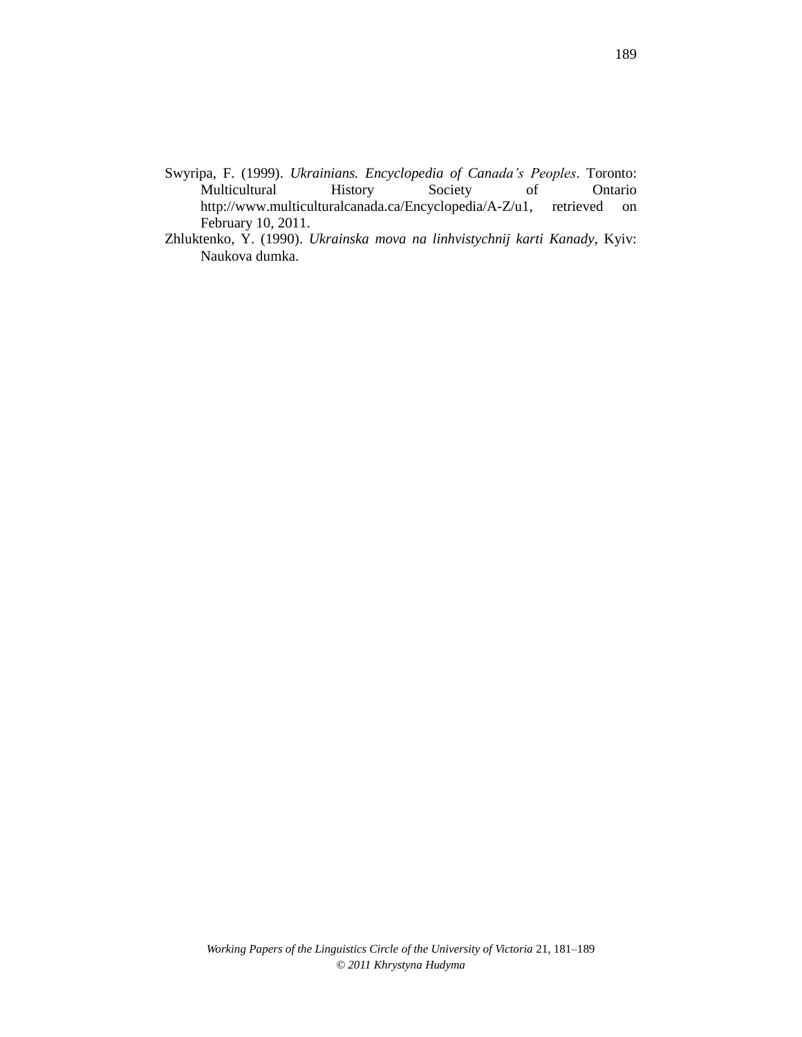Swyripa, F. (1999). *Ukrainians. Encyclopedia of Canada's Peoples*. Toronto: Multicultural History Society of Ontario http://www.multiculturalcanada.ca/Encyclopedia/A-Z/u1, retrieved on February 10, 2011.

Zhluktenko, Y. (1990). *Ukrainska mova na linhvistychnij karti Kanady*, Kyiv: Naukova dumka.